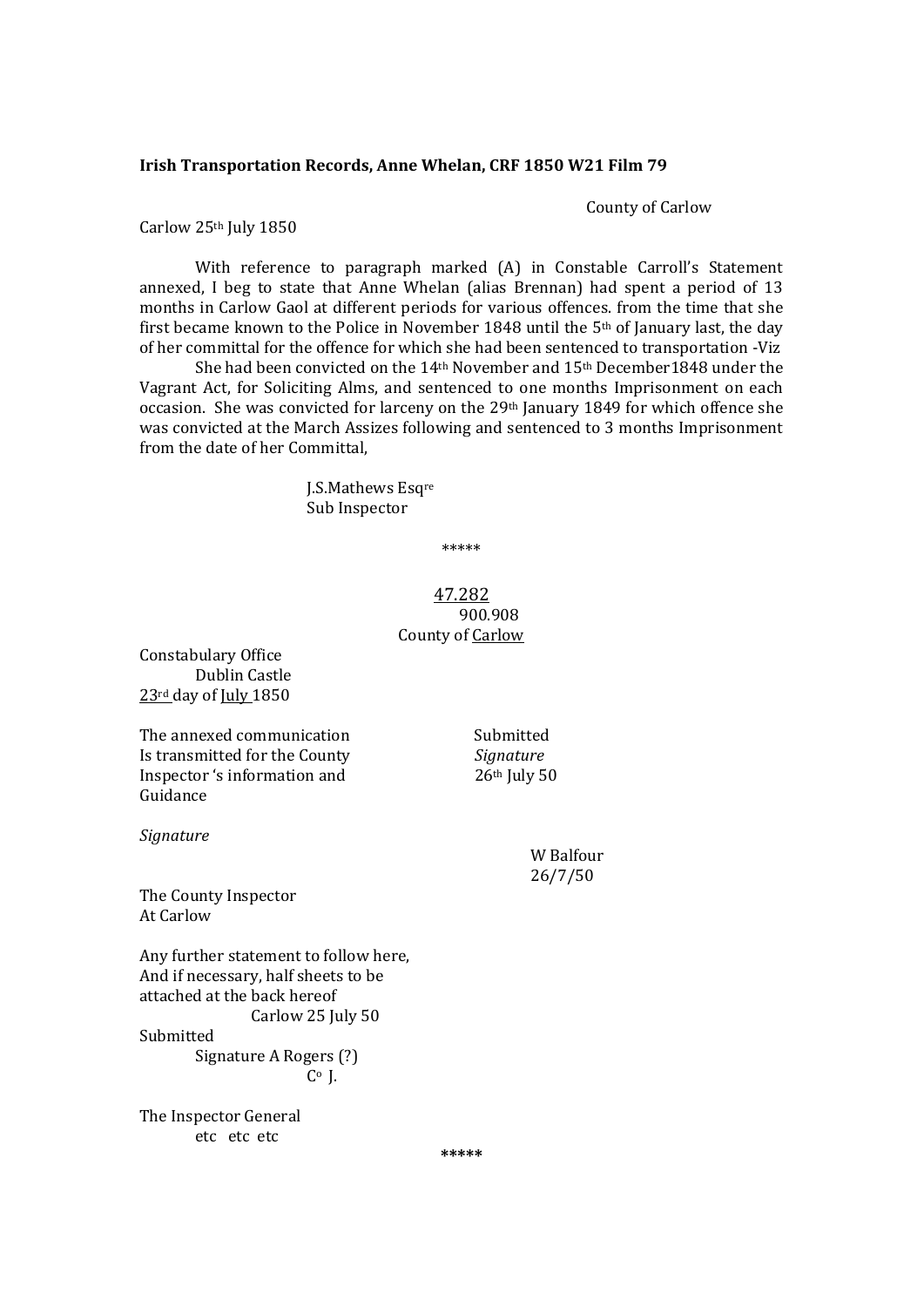**Irish Transportation Records, Anne Whelan, CRF 1850 W21 Film 79**

County of Carlow

Carlow 25th July 1850

With reference to paragraph marked (A) in Constable Carroll's Statement annexed, I beg to state that Anne Whelan (alias Brennan) had spent a period of 13 months in Carlow Gaol at different periods for various offences. from the time that she first became known to the Police in November 1848 until the 5th of January last, the day of her committal for the offence for which she had been sentenced to transportation -Viz

She had been convicted on the 14th November and 15th December1848 under the Vagrant Act, for Soliciting Alms, and sentenced to one months Imprisonment on each occasion. She was convicted for larceny on the 29th January 1849 for which offence she was convicted at the March Assizes following and sentenced to 3 months Imprisonment from the date of her Committal,

J.S.Mathews Esqre
Sub Inspector

*****

47.282
900.908
County of Carlow

Constabulary Office
Dublin Castle
23rd day of July 1850

The annexed communication Is transmitted for the County Inspector 's information and Guidance

*Signature*

The County Inspector
At Carlow

Submitted
*Signature*
26th July 50

W Balfour
26/7/50

Any further statement to follow here, And if necessary, half sheets to be attached at the back hereof

Carlow 25 July 50

Submitted
Signature A Rogers (?)
Co J.

The Inspector General
etc etc etc

*****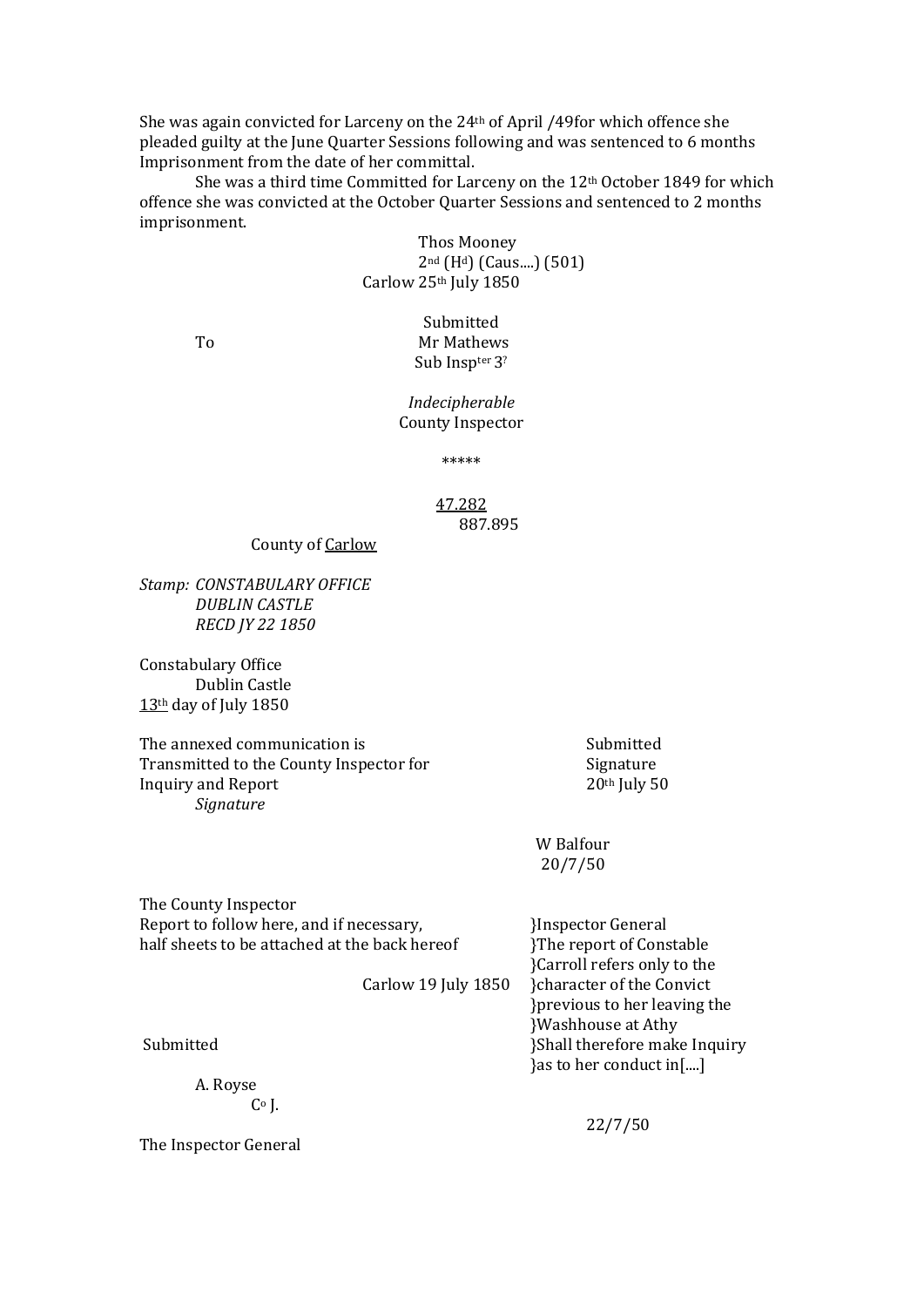She was again convicted for Larceny on the 24th of April /49for which offence she pleaded guilty at the June Quarter Sessions following and was sentenced to 6 months Imprisonment from the date of her committal.

She was a third time Committed for Larceny on the 12th October 1849 for which offence she was convicted at the October Quarter Sessions and sentenced to 2 months imprisonment.

Thos Mooney
2nd (Hd) (Caus....) (501)
Carlow 25th July 1850

Submitted
To Mr Mathews
Sub Inspter 3?

*Indecipherable*
County Inspector

\*\*\*\*\*

<u>47.282</u>
887.895

County of <u>Carlow</u>

*Stamp: CONSTABULARY OFFICE*
*DUBLIN CASTLE*
*RECD JY 22 1850*

Constabulary Office
Dublin Castle
<u>13th</u> day of July 1850

The annexed communication is Transmitted to the County Inspector for Inquiry and Report
*Signature*

Submitted
Signature
20th July 50

W Balfour
20/7/50

The County Inspector
Report to follow here, and if necessary, half sheets to be attached at the back hereof

Carlow 19 July 1850

Submitted

A. Royse
Co J.

The Inspector General

}Inspector General
}The report of Constable
}Carroll refers only to the
}character of the Convict
}previous to her leaving the
}Washhouse at Athy
}Shall therefore make Inquiry
}as to her conduct in[....]

22/7/50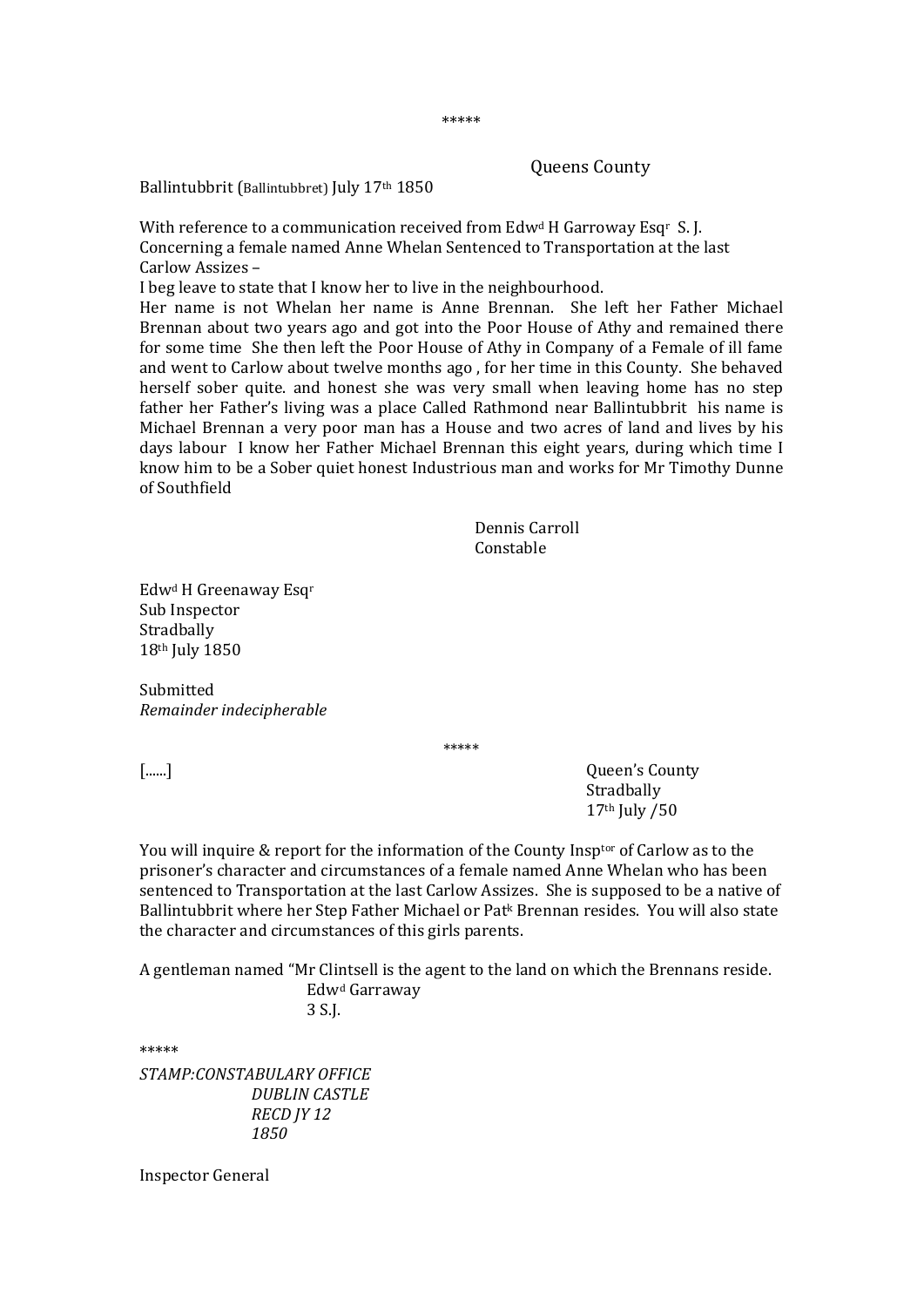*****

Queens County

Ballintubbrit (Ballintubbret) July 17th 1850

With reference to a communication received from Edwd H Garroway Esqr S. J. Concerning a female named Anne Whelan Sentenced to Transportation at the last Carlow Assizes –

I beg leave to state that I know her to live in the neighbourhood.

Her name is not Whelan her name is Anne Brennan. She left her Father Michael Brennan about two years ago and got into the Poor House of Athy and remained there for some time She then left the Poor House of Athy in Company of a Female of ill fame and went to Carlow about twelve months ago , for her time in this County. She behaved herself sober quite. and honest she was very small when leaving home has no step father her Father's living was a place Called Rathmond near Ballintubbrit his name is Michael Brennan a very poor man has a House and two acres of land and lives by his days labour I know her Father Michael Brennan this eight years, during which time I know him to be a Sober quiet honest Industrious man and works for Mr Timothy Dunne of Southfield

Dennis Carroll
Constable

Edwd H Greenaway Esqr
Sub Inspector
Stradbally
18th July 1850

Submitted
*Remainder indecipherable*

*****

[......]

Queen's County
Stradbally
17th July /50

You will inquire & report for the information of the County Insptor of Carlow as to the prisoner's character and circumstances of a female named Anne Whelan who has been sentenced to Transportation at the last Carlow Assizes. She is supposed to be a native of Ballintubbrit where her Step Father Michael or Patk Brennan resides. You will also state the character and circumstances of this girls parents.

A gentleman named "Mr Clintsell is the agent to the land on which the Brennans reside.

Edwd Garraway
3 S.J.

*****

*STAMP:CONSTABULARY OFFICE*
*DUBLIN CASTLE*
*RECD JY 12*
*1850*

Inspector General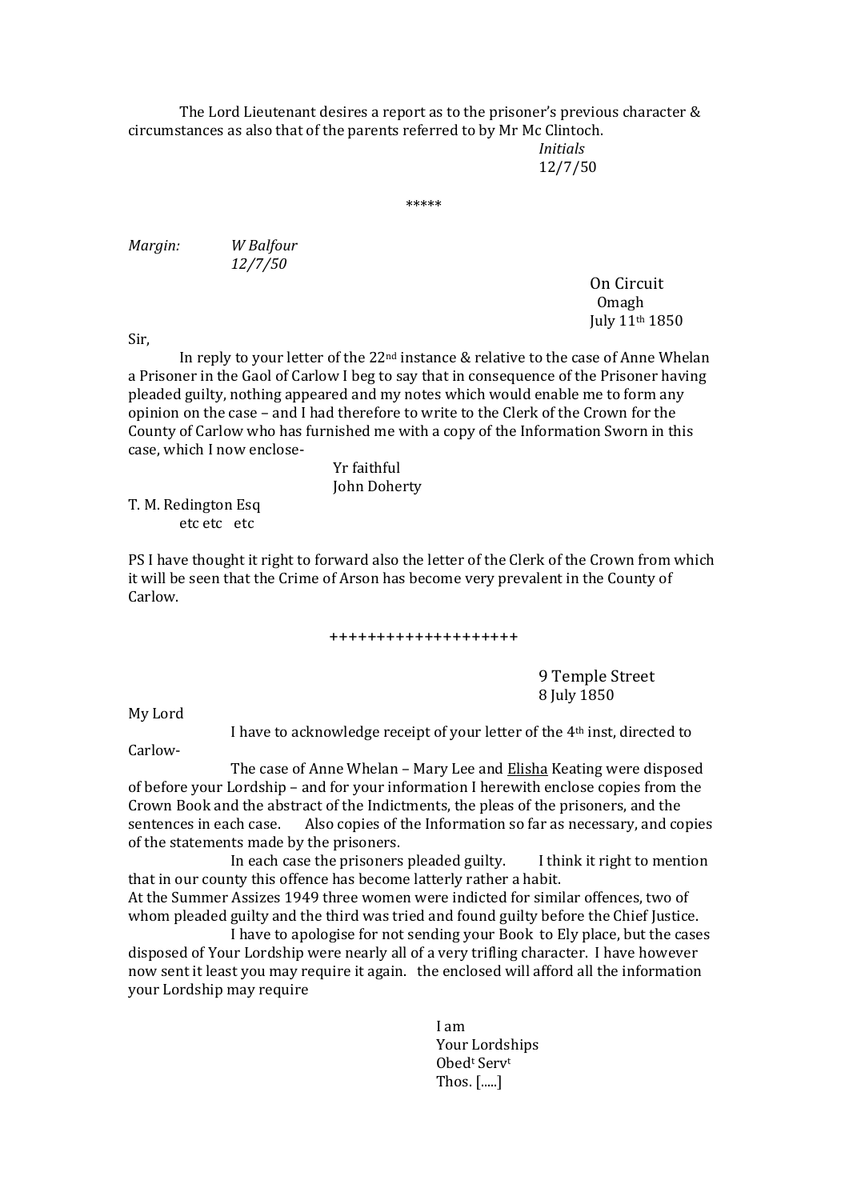The Lord Lieutenant desires a report as to the prisoner's previous character & circumstances as also that of the parents referred to by Mr Mc Clintoch.

*Initials*
12/7/50

*****

*Margin:* *W Balfour*
*12/7/50*

On Circuit
Omagh
July 11th 1850

Sir,

In reply to your letter of the 22nd instance & relative to the case of Anne Whelan a Prisoner in the Gaol of Carlow I beg to say that in consequence of the Prisoner having pleaded guilty, nothing appeared and my notes which would enable me to form any opinion on the case – and I had therefore to write to the Clerk of the Crown for the County of Carlow who has furnished me with a copy of the Information Sworn in this case, which I now enclose-

Yr faithful
John Doherty

T. M. Redington Esq
etc etc etc

PS I have thought it right to forward also the letter of the Clerk of the Crown from which it will be seen that the Crime of Arson has become very prevalent in the County of Carlow.

++++++++++++++++++++

9 Temple Street
8 July 1850

My Lord

I have to acknowledge receipt of your letter of the 4th inst, directed to Carlow-

The case of Anne Whelan – Mary Lee and <u>Elisha</u> Keating were disposed of before your Lordship – and for your information I herewith enclose copies from the Crown Book and the abstract of the Indictments, the pleas of the prisoners, and the sentences in each case. Also copies of the Information so far as necessary, and copies of the statements made by the prisoners.

In each case the prisoners pleaded guilty. I think it right to mention that in our county this offence has become latterly rather a habit.
At the Summer Assizes 1949 three women were indicted for similar offences, two of whom pleaded guilty and the third was tried and found guilty before the Chief Justice.

I have to apologise for not sending your Book to Ely place, but the cases disposed of Your Lordship were nearly all of a very trifling character. I have however now sent it least you may require it again. the enclosed will afford all the information your Lordship may require

I am
Your Lordships
Obedt Servt
Thos. [.....]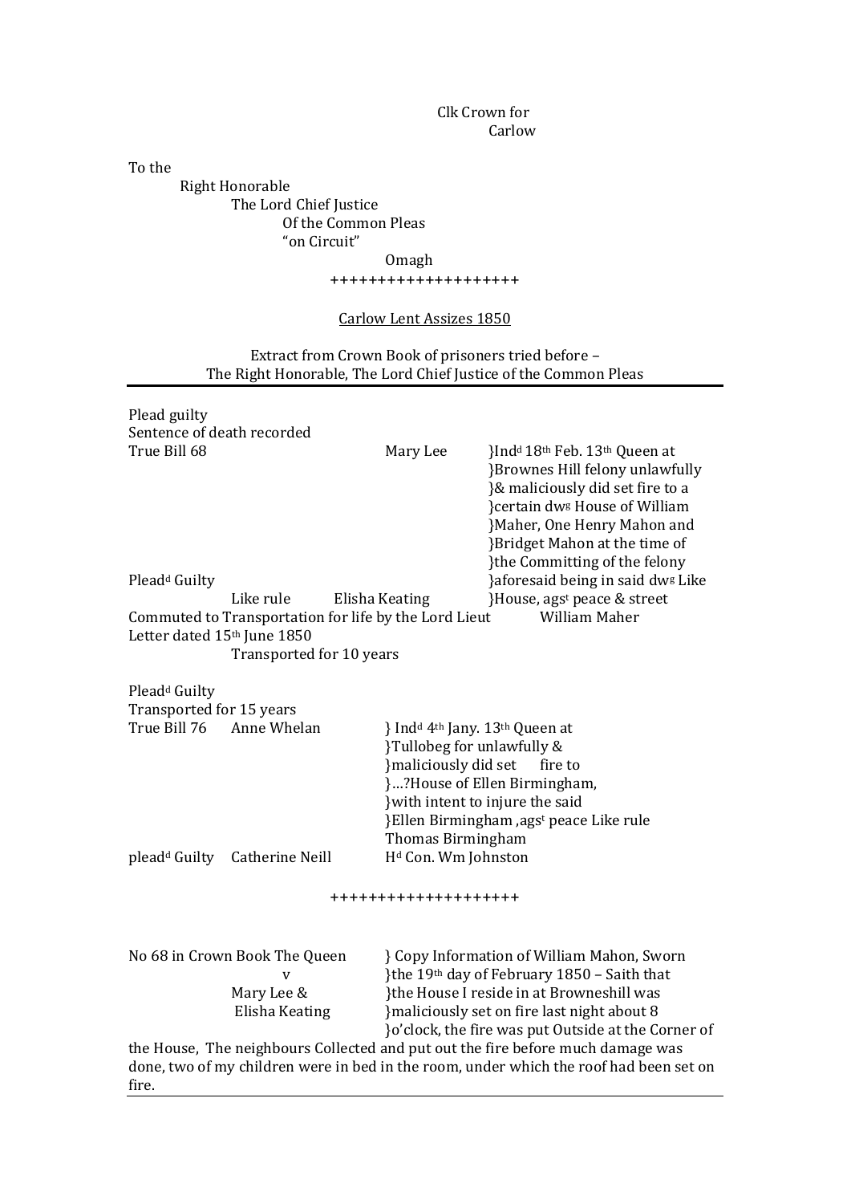Clk Crown for
Carlow

To the
Right Honorable
The Lord Chief Justice
Of the Common Pleas
"on Circuit"
Omagh

+++++++++++++++++++

Carlow Lent Assizes 1850

Extract from Crown Book of prisoners tried before –
The Right Honorable, The Lord Chief Justice of the Common Pleas

---

Plead guilty
Sentence of death recorded
True Bill 68 Mary Lee }Ind[d] 18[th] Feb. 13[th] Queen at
}Brownes Hill felony unlawfully
}& maliciously did set fire to a
}certain dw[g] House of William
}Maher, One Henry Mahon and
}Bridget Mahon at the time of
}the Committing of the felony
Plead[d] Guilty }aforesaid being in said dw[g] Like
Like rule Elisha Keating }House, ags[t] peace & street
Commuted to Transportation for life by the Lord Lieut William Maher
Letter dated 15[th] June 1850
Transported for 10 years

Plead[d] Guilty
Transported for 15 years
True Bill 76 Anne Whelan } Ind[d] 4[th] Jany. 13[th] Queen at
}Tullobeg for unlawfully &
}maliciously did set fire to
}…?House of Ellen Birmingham,
}with intent to injure the said
}Ellen Birmingham ,ags[t] peace Like rule
Thomas Birmingham
plead[d] Guilty Catherine Neill H[d] Con. Wm Johnston

+++++++++++++++++++

No 68 in Crown Book The Queen } Copy Information of William Mahon, Sworn
v }the 19[th] day of February 1850 – Saith that
Mary Lee & }the House I reside in at Browneshill was
Elisha Keating }maliciously set on fire last night about 8
}o'clock, the fire was put Outside at the Corner of
the House, The neighbours Collected and put out the fire before much damage was done, two of my children were in bed in the room, under which the roof had been set on fire.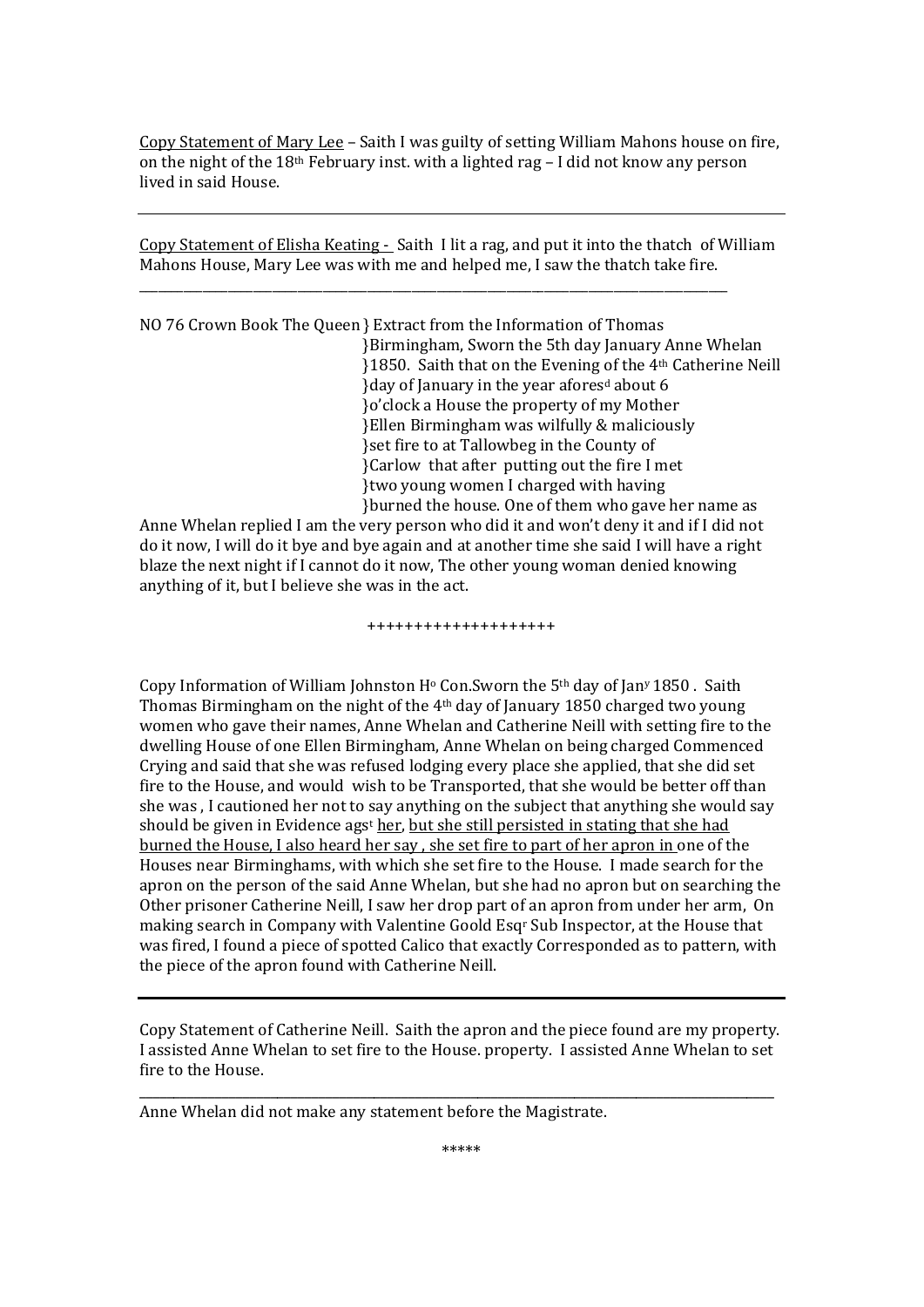Copy Statement of Mary Lee – Saith I was guilty of setting William Mahons house on fire, on the night of the 18th February inst. with a lighted rag – I did not know any person lived in said House.

---

Copy Statement of Elisha Keating - Saith I lit a rag, and put it into the thatch of William Mahons House, Mary Lee was with me and helped me, I saw the thatch take fire.

---

NO 76 Crown Book The Queen } Extract from the Information of Thomas
Anne Whelan } Birmingham, Sworn the 5th day January
Catherine Neill } 1850. Saith that on the Evening of the 4th day of January in the year aforesd about 6 o'clock a House the property of my Mother Ellen Birmingham was wilfully & maliciously set fire to at Tallowbeg in the County of Carlow that after putting out the fire I met two young women I charged with having burned the house. One of them who gave her name as Anne Whelan replied I am the very person who did it and won't deny it and if I did not do it now, I will do it bye and bye again and at another time she said I will have a right blaze the next night if I cannot do it now, The other young woman denied knowing anything of it, but I believe she was in the act.

++++++++++++++++++++

Copy Information of William Johnston Ho Con.Sworn the 5th day of Jany 1850 . Saith Thomas Birmingham on the night of the 4th day of January 1850 charged two young women who gave their names, Anne Whelan and Catherine Neill with setting fire to the dwelling House of one Ellen Birmingham, Anne Whelan on being charged Commenced Crying and said that she was refused lodging every place she applied, that she did set fire to the House, and would wish to be Transported, that she would be better off than she was , I cautioned her not to say anything on the subject that anything she would say should be given in Evidence agst her, but she still persisted in stating that she had burned the House, I also heard her say , she set fire to part of her apron in one of the Houses near Birminghams, with which she set fire to the House. I made search for the apron on the person of the said Anne Whelan, but she had no apron but on searching the Other prisoner Catherine Neill, I saw her drop part of an apron from under her arm, On making search in Company with Valentine Goold Esqr Sub Inspector, at the House that was fired, I found a piece of spotted Calico that exactly Corresponded as to pattern, with the piece of the apron found with Catherine Neill.

---

Copy Statement of Catherine Neill. Saith the apron and the piece found are my property. I assisted Anne Whelan to set fire to the House. property. I assisted Anne Whelan to set fire to the House.

---

Anne Whelan did not make any statement before the Magistrate.

*****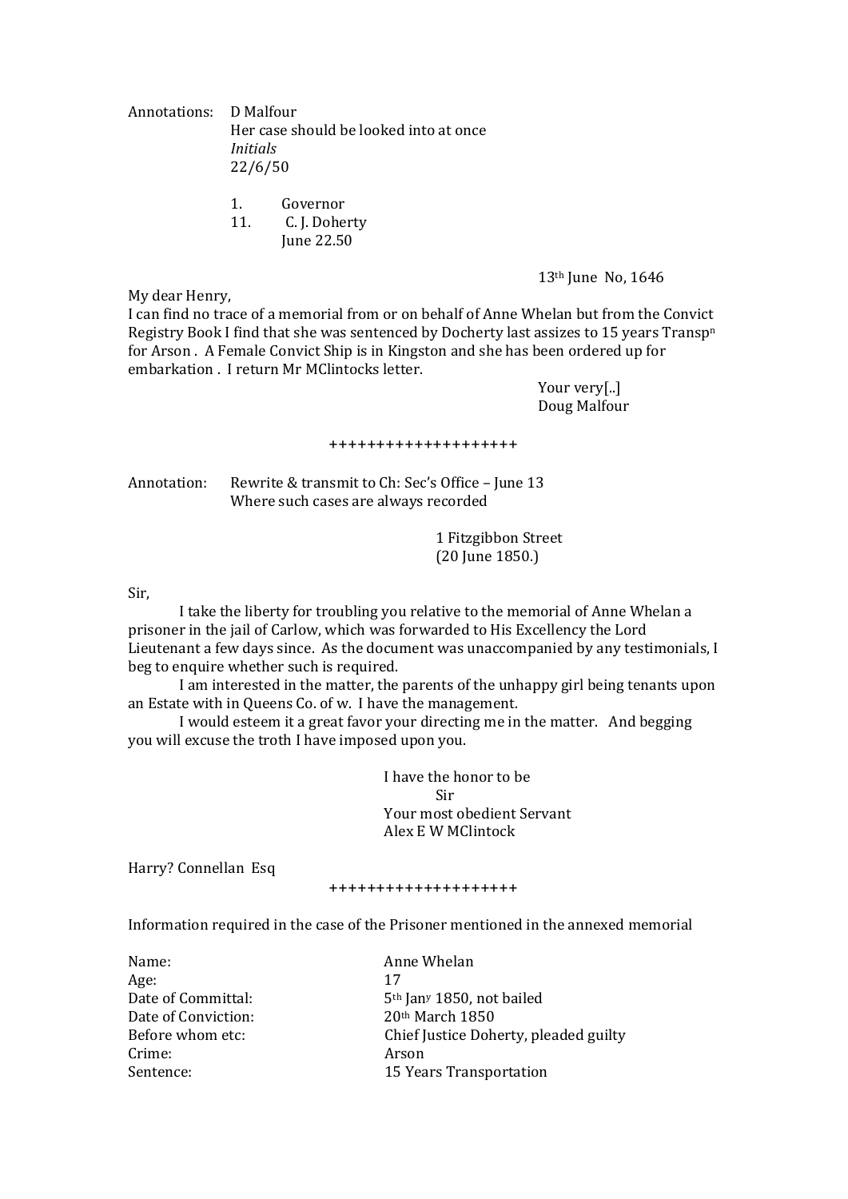Annotations: D Malfour
Her case should be looked into at once
*Initials*
22/6/50

1. Governor
11. C. J. Doherty
June 22.50

13th June No, 1646

My dear Henry,
I can find no trace of a memorial from or on behalf of Anne Whelan but from the Convict Registry Book I find that she was sentenced by Docherty last assizes to 15 years Transpn for Arson . A Female Convict Ship is in Kingston and she has been ordered up for embarkation . I return Mr MClintocks letter.

Your very[..]
Doug Malfour

++++++++++++++++++++

Annotation: Rewrite & transmit to Ch: Sec's Office – June 13
Where such cases are always recorded

1 Fitzgibbon Street
(20 June 1850.)

Sir,

I take the liberty for troubling you relative to the memorial of Anne Whelan a prisoner in the jail of Carlow, which was forwarded to His Excellency the Lord Lieutenant a few days since. As the document was unaccompanied by any testimonials, I beg to enquire whether such is required.

I am interested in the matter, the parents of the unhappy girl being tenants upon an Estate with in Queens Co. of w. I have the management.

I would esteem it a great favor your directing me in the matter. And begging you will excuse the troth I have imposed upon you.

I have the honor to be
Sir
Your most obedient Servant
Alex E W MClintock

Harry? Connellan Esq

++++++++++++++++++++

Information required in the case of the Prisoner mentioned in the annexed memorial

| | |
|---|---|
| Name: | Anne Whelan |
| Age: | 17 |
| Date of Committal: | 5th Jany 1850, not bailed |
| Date of Conviction: | 20th March 1850 |
| Before whom etc: | Chief Justice Doherty, pleaded guilty |
| Crime: | Arson |
| Sentence: | 15 Years Transportation |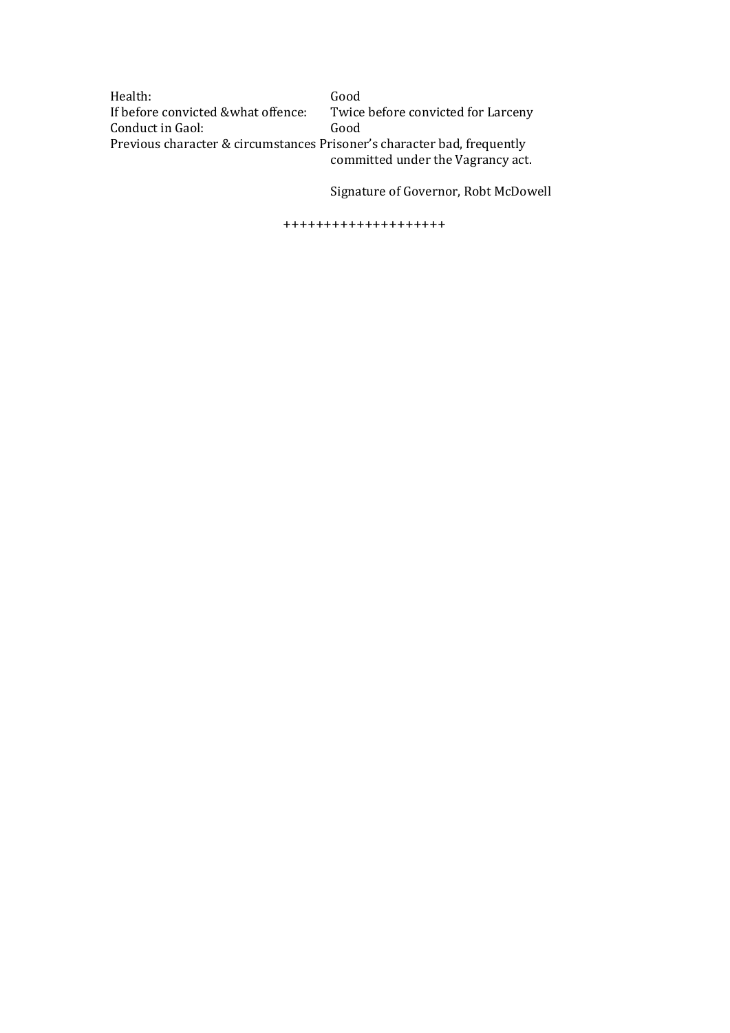Health: Good
If before convicted &what offence: Twice before convicted for Larceny
Conduct in Gaol: Good
Previous character & circumstances Prisoner's character bad, frequently committed under the Vagrancy act.

Signature of Governor, Robt McDowell

+++++++++++++++++++